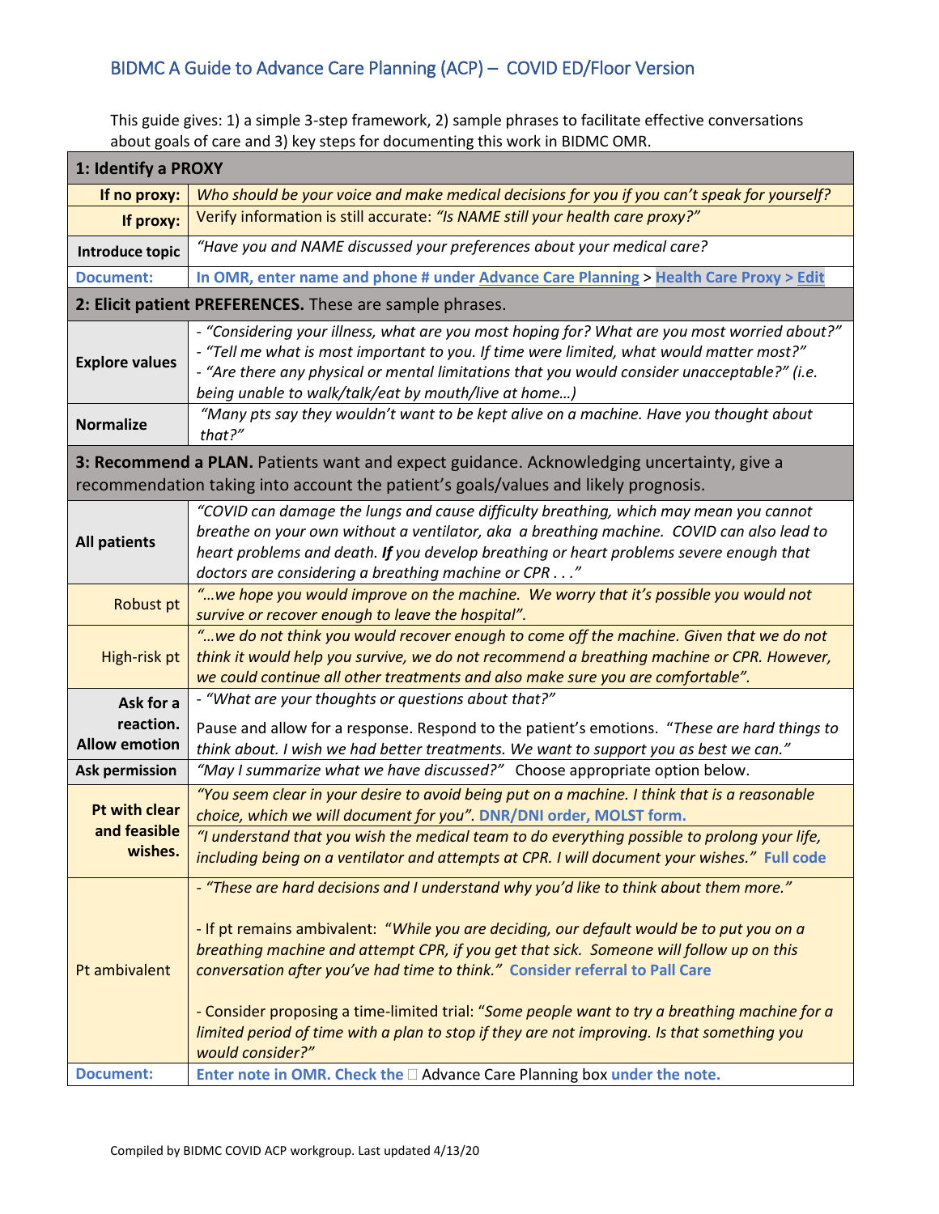# BIDMC A Guide to Advance Care Planning (ACP) – COVID ED/Floor Version

This guide gives: 1) a simple 3-step framework, 2) sample phrases to facilitate effective conversations about goals of care and 3) key steps for documenting this work in BIDMC OMR.

| **1: Identify a PROXY** | |
|---|---|
| **If no proxy:** | *Who should be your voice and make medical decisions for you if you can't speak for yourself?* |
| **If proxy:** | Verify information is still accurate: *"Is NAME still your health care proxy?"* |
| **Introduce topic** | *"Have you and NAME discussed your preferences about your medical care?* |
| **Document:** | **In OMR, enter name and phone # under Advance Care Planning > Health Care Proxy > Edit** |
| **2: Elicit patient PREFERENCES.** These are sample phrases. | |
| **Explore values** | - *"Considering your illness, what are you most hoping for? What are you most worried about?"*<br>- *"Tell me what is most important to you. If time were limited, what would matter most?"*<br>- *"Are there any physical or mental limitations that you would consider unacceptable?" (i.e. being unable to walk/talk/eat by mouth/live at home…)* |
| **Normalize** | *"Many pts say they wouldn't want to be kept alive on a machine. Have you thought about that?"* |
| **3: Recommend a PLAN.** Patients want and expect guidance. Acknowledging uncertainty, give a recommendation taking into account the patient's goals/values and likely prognosis. | |
| **All patients** | *"COVID can damage the lungs and cause difficulty breathing, which may mean you cannot breathe on your own without a ventilator, aka a breathing machine. COVID can also lead to heart problems and death.* ***If*** *you develop breathing or heart problems severe enough that doctors are considering a breathing machine or CPR . . ."* |
| Robust pt | *"…we hope you would improve on the machine. We worry that it's possible you would not survive or recover enough to leave the hospital".* |
| High-risk pt | *"…we do not think you would recover enough to come off the machine. Given that we do not think it would help you survive, we do not recommend a breathing machine or CPR. However, we could continue all other treatments and also make sure you are comfortable".* |
| **Ask for a reaction. Allow emotion** | - *"What are your thoughts or questions about that?"*<br>Pause and allow for a response. Respond to the patient's emotions. *"These are hard things to think about. I wish we had better treatments. We want to support you as best we can."* |
| **Ask permission** | *"May I summarize what we have discussed?"* Choose appropriate option below. |
| **Pt with clear and feasible wishes.** | *"You seem clear in your desire to avoid being put on a machine. I think that is a reasonable choice, which we will document for you".* **DNR/DNI order, MOLST form.**<br>*"I understand that you wish the medical team to do everything possible to prolong your life, including being on a ventilator and attempts at CPR. I will document your wishes."* **Full code** |
| Pt ambivalent | - *"These are hard decisions and I understand why you'd like to think about them more."*<br>- If pt remains ambivalent: *"While you are deciding, our default would be to put you on a breathing machine and attempt CPR, if you get that sick. Someone will follow up on this conversation after you've had time to think."* **Consider referral to Pall Care**<br>- Consider proposing a time-limited trial: *"Some people want to try a breathing machine for a limited period of time with a plan to stop if they are not improving. Is that something you would consider?"* |
| **Document:** | **Enter note in OMR. Check the** ☐ Advance Care Planning box **under the note.** |

Compiled by BIDMC COVID ACP workgroup. Last updated 4/13/20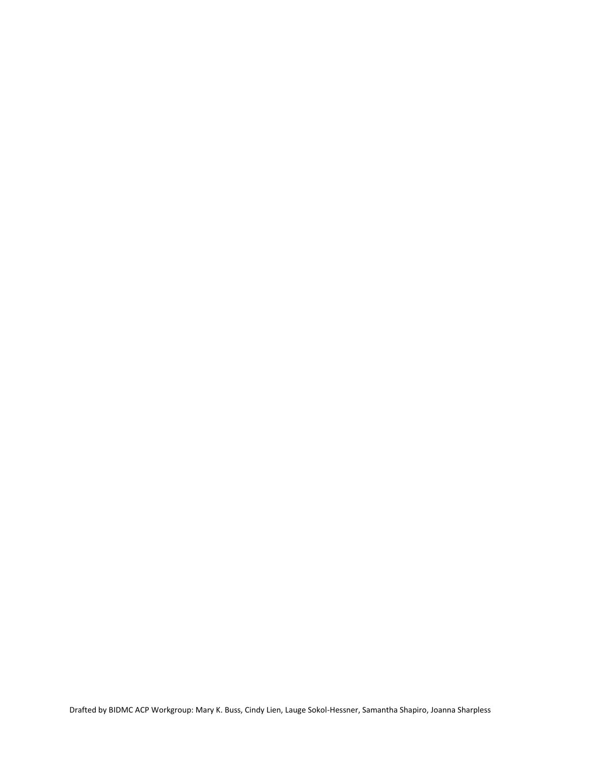Drafted by BIDMC ACP Workgroup: Mary K. Buss, Cindy Lien, Lauge Sokol-Hessner, Samantha Shapiro, Joanna Sharpless